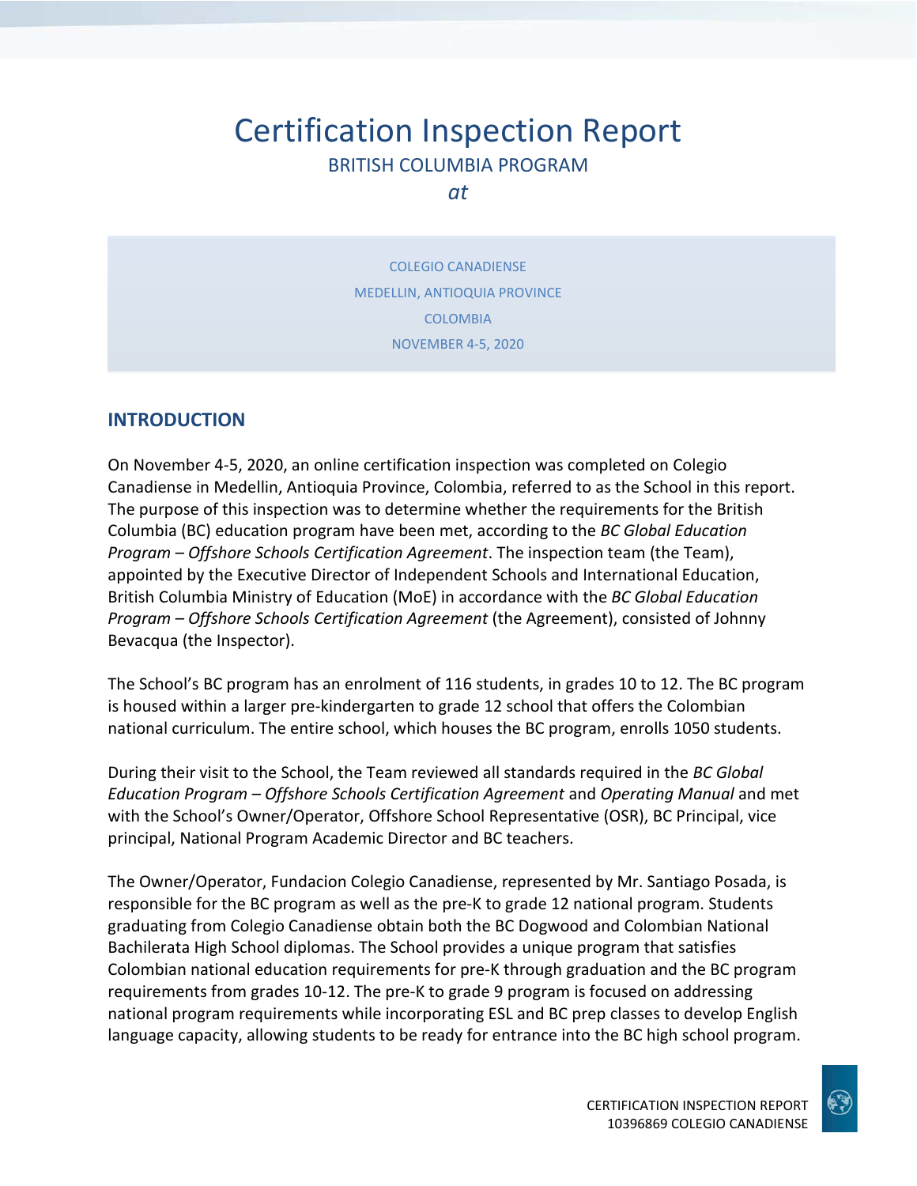# Certification Inspection Report

BRITISH COLUMBIA PROGRAM

*at*

COLEGIO CANADIENSE

MEDELLIN, ANTIOQUIA PROVINCE

COLOMBIA

NOVEMBER 4-5, 2020

## INTRODUCTION

On November 4-5, 2020, an online certification inspection was completed on Colegio Canadiense in Medellin, Antioquia Province, Colombia, referred to as the School in this report. The purpose of this inspection was to determine whether the requirements for the British Columbia (BC) education program have been met, according to the *BC Global Education Program – Offshore Schools Certification Agreement*. The inspection team (the Team), appointed by the Executive Director of Independent Schools and International Education, British Columbia Ministry of Education (MoE) in accordance with the *BC Global Education Program – Offshore Schools Certification Agreement* (the Agreement), consisted of Johnny Bevacqua (the Inspector).

The School's BC program has an enrolment of 116 students, in grades 10 to 12. The BC program is housed within a larger pre-kindergarten to grade 12 school that offers the Colombian national curriculum. The entire school, which houses the BC program, enrolls 1050 students.

During their visit to the School, the Team reviewed all standards required in the *BC Global Education Program – Offshore Schools Certification Agreement* and *Operating Manual* and met with the School's Owner/Operator, Offshore School Representative (OSR), BC Principal, vice principal, National Program Academic Director and BC teachers.

The Owner/Operator, Fundacion Colegio Canadiense, represented by Mr. Santiago Posada, is responsible for the BC program as well as the pre-K to grade 12 national program. Students graduating from Colegio Canadiense obtain both the BC Dogwood and Colombian National Bachilerata High School diplomas. The School provides a unique program that satisfies Colombian national education requirements for pre-K through graduation and the BC program requirements from grades 10-12. The pre-K to grade 9 program is focused on addressing national program requirements while incorporating ESL and BC prep classes to develop English language capacity, allowing students to be ready for entrance into the BC high school program.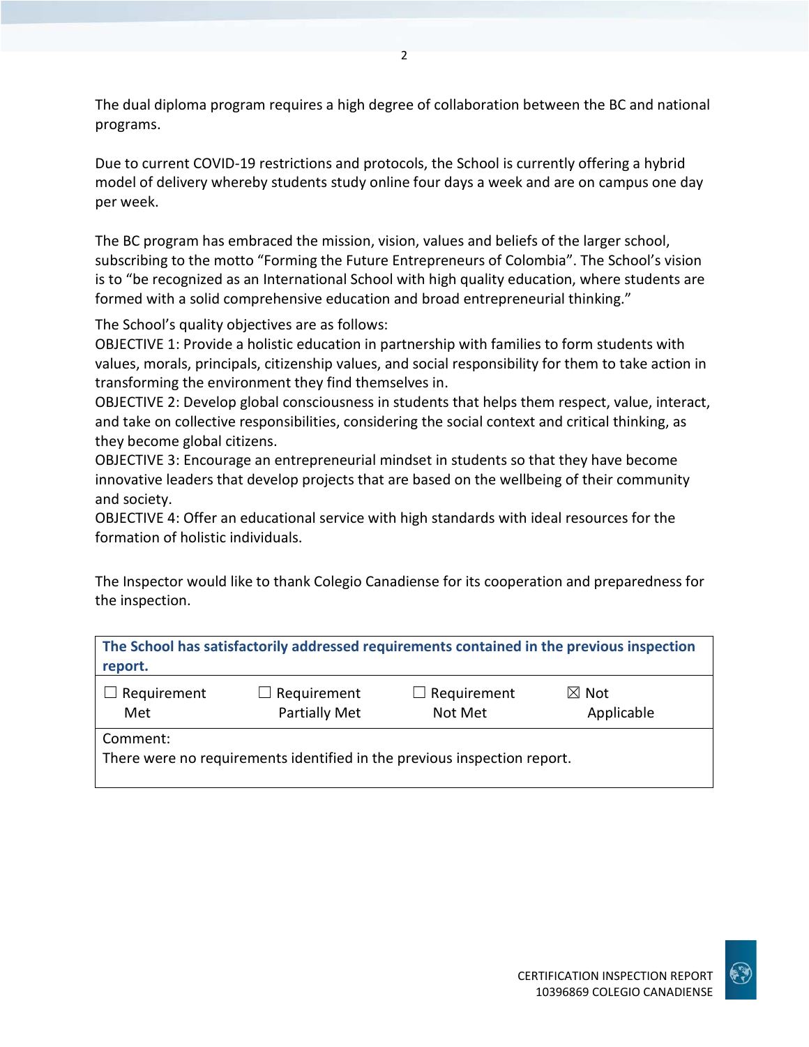The dual diploma program requires a high degree of collaboration between the BC and national programs.

Due to current COVID-19 restrictions and protocols, the School is currently offering a hybrid model of delivery whereby students study online four days a week and are on campus one day per week.

The BC program has embraced the mission, vision, values and beliefs of the larger school, subscribing to the motto “Forming the Future Entrepreneurs of Colombia”. The School’s vision is to “be recognized as an International School with high quality education, where students are formed with a solid comprehensive education and broad entrepreneurial thinking.”

The School’s quality objectives are as follows:
OBJECTIVE 1: Provide a holistic education in partnership with families to form students with values, morals, principals, citizenship values, and social responsibility for them to take action in transforming the environment they find themselves in.
OBJECTIVE 2: Develop global consciousness in students that helps them respect, value, interact, and take on collective responsibilities, considering the social context and critical thinking, as they become global citizens.
OBJECTIVE 3: Encourage an entrepreneurial mindset in students so that they have become innovative leaders that develop projects that are based on the wellbeing of their community and society.
OBJECTIVE 4: Offer an educational service with high standards with ideal resources for the formation of holistic individuals.

The Inspector would like to thank Colegio Canadiense for its cooperation and preparedness for the inspection.

| **The School has satisfactorily addressed requirements contained in the previous inspection report.** | | | |
|---|---|---|---|
| ☐ Requirement Met | ☐ Requirement Partially Met | ☐ Requirement Not Met | ☒ Not Applicable |
| Comment:<br>There were no requirements identified in the previous inspection report. | | | |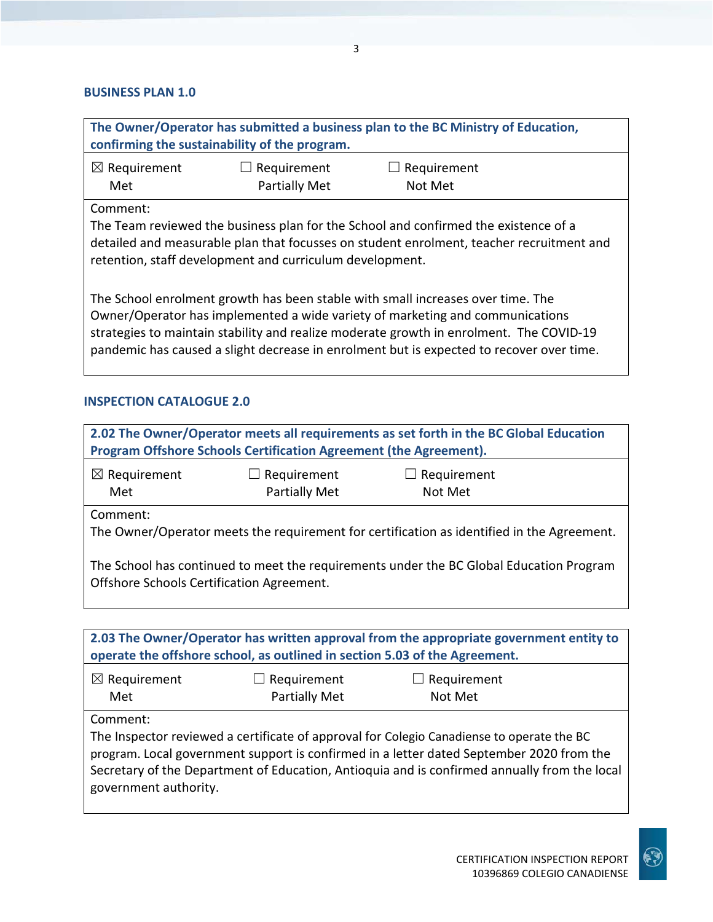## BUSINESS PLAN 1.0

| The Owner/Operator has submitted a business plan to the BC Ministry of Education, confirming the sustainability of the program. | | |
|---|---|---|
| ☒ Requirement Met | ☐ Requirement Partially Met | ☐ Requirement Not Met |
| Comment:<br>The Team reviewed the business plan for the School and confirmed the existence of a detailed and measurable plan that focusses on student enrolment, teacher recruitment and retention, staff development and curriculum development.<br><br>The School enrolment growth has been stable with small increases over time. The Owner/Operator has implemented a wide variety of marketing and communications strategies to maintain stability and realize moderate growth in enrolment. The COVID-19 pandemic has caused a slight decrease in enrolment but is expected to recover over time. | | |

## INSPECTION CATALOGUE 2.0

| 2.02 The Owner/Operator meets all requirements as set forth in the BC Global Education Program Offshore Schools Certification Agreement (the Agreement). | | |
|---|---|---|
| ☒ Requirement Met | ☐ Requirement Partially Met | ☐ Requirement Not Met |
| Comment:<br>The Owner/Operator meets the requirement for certification as identified in the Agreement.<br><br>The School has continued to meet the requirements under the BC Global Education Program Offshore Schools Certification Agreement. | | |

| 2.03 The Owner/Operator has written approval from the appropriate government entity to operate the offshore school, as outlined in section 5.03 of the Agreement. | | |
|---|---|---|
| ☒ Requirement Met | ☐ Requirement Partially Met | ☐ Requirement Not Met |
| Comment:<br>The Inspector reviewed a certificate of approval for Colegio Canadiense to operate the BC program. Local government support is confirmed in a letter dated September 2020 from the Secretary of the Department of Education, Antioquia and is confirmed annually from the local government authority. | | |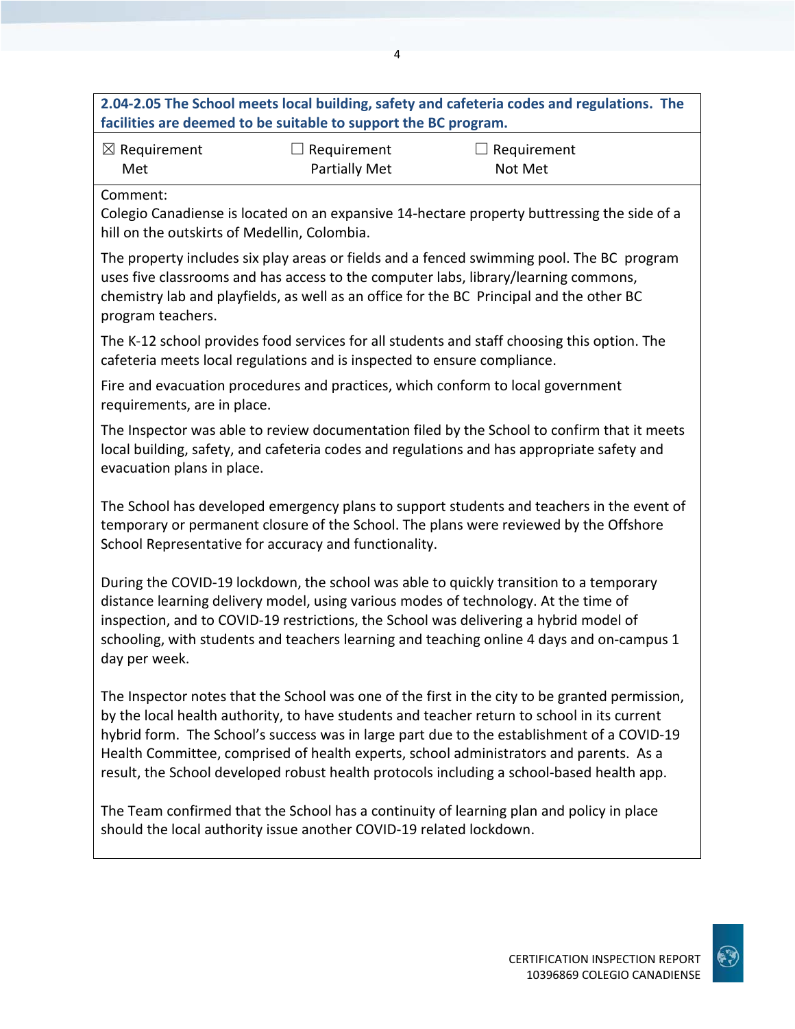**2.04-2.05 The School meets local building, safety and cafeteria codes and regulations. The facilities are deemed to be suitable to support the BC program.**

| ☒ Requirement Met | ☐ Requirement Partially Met | ☐ Requirement Not Met |
|---|---|---|

Comment:

Colegio Canadiense is located on an expansive 14-hectare property buttressing the side of a hill on the outskirts of Medellin, Colombia.

The property includes six play areas or fields and a fenced swimming pool. The BC program uses five classrooms and has access to the computer labs, library/learning commons, chemistry lab and playfields, as well as an office for the BC Principal and the other BC program teachers.

The K-12 school provides food services for all students and staff choosing this option. The cafeteria meets local regulations and is inspected to ensure compliance.

Fire and evacuation procedures and practices, which conform to local government requirements, are in place.

The Inspector was able to review documentation filed by the School to confirm that it meets local building, safety, and cafeteria codes and regulations and has appropriate safety and evacuation plans in place.

The School has developed emergency plans to support students and teachers in the event of temporary or permanent closure of the School. The plans were reviewed by the Offshore School Representative for accuracy and functionality.

During the COVID-19 lockdown, the school was able to quickly transition to a temporary distance learning delivery model, using various modes of technology. At the time of inspection, and to COVID-19 restrictions, the School was delivering a hybrid model of schooling, with students and teachers learning and teaching online 4 days and on-campus 1 day per week.

The Inspector notes that the School was one of the first in the city to be granted permission, by the local health authority, to have students and teacher return to school in its current hybrid form. The School's success was in large part due to the establishment of a COVID-19 Health Committee, comprised of health experts, school administrators and parents. As a result, the School developed robust health protocols including a school-based health app.

The Team confirmed that the School has a continuity of learning plan and policy in place should the local authority issue another COVID-19 related lockdown.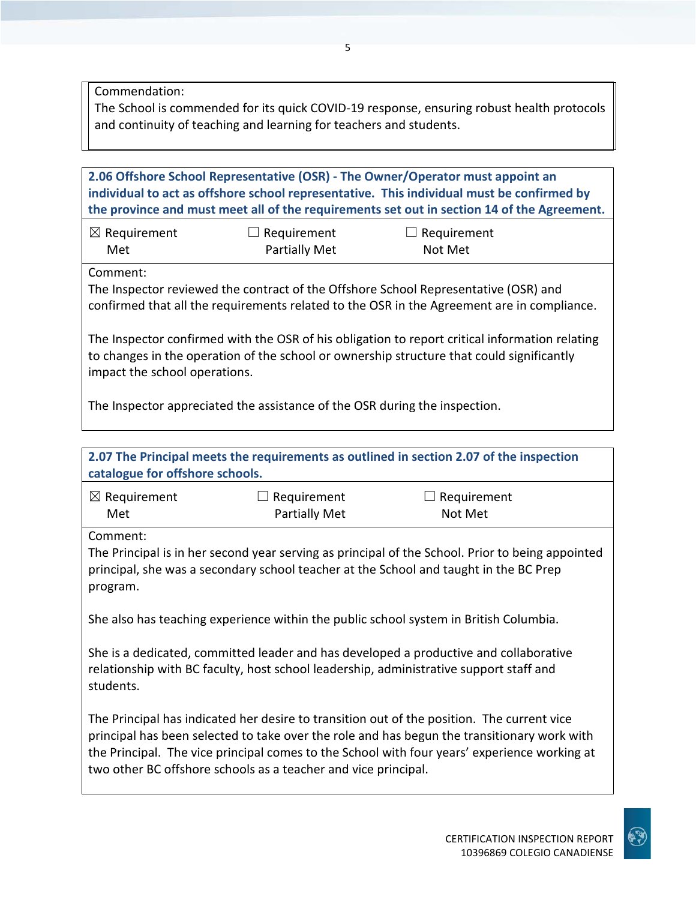Commendation:
The School is commended for its quick COVID-19 response, ensuring robust health protocols and continuity of teaching and learning for teachers and students.

**2.06 Offshore School Representative (OSR) - The Owner/Operator must appoint an individual to act as offshore school representative. This individual must be confirmed by the province and must meet all of the requirements set out in section 14 of the Agreement.**

| ☒ Requirement Met | ☐ Requirement Partially Met | ☐ Requirement Not Met |
|---|---|---|

Comment:
The Inspector reviewed the contract of the Offshore School Representative (OSR) and confirmed that all the requirements related to the OSR in the Agreement are in compliance.

The Inspector confirmed with the OSR of his obligation to report critical information relating to changes in the operation of the school or ownership structure that could significantly impact the school operations.

The Inspector appreciated the assistance of the OSR during the inspection.

**2.07 The Principal meets the requirements as outlined in section 2.07 of the inspection catalogue for offshore schools.**

| ☒ Requirement Met | ☐ Requirement Partially Met | ☐ Requirement Not Met |
|---|---|---|

Comment:
The Principal is in her second year serving as principal of the School. Prior to being appointed principal, she was a secondary school teacher at the School and taught in the BC Prep program.

She also has teaching experience within the public school system in British Columbia.

She is a dedicated, committed leader and has developed a productive and collaborative relationship with BC faculty, host school leadership, administrative support staff and students.

The Principal has indicated her desire to transition out of the position. The current vice principal has been selected to take over the role and has begun the transitionary work with the Principal. The vice principal comes to the School with four years' experience working at two other BC offshore schools as a teacher and vice principal.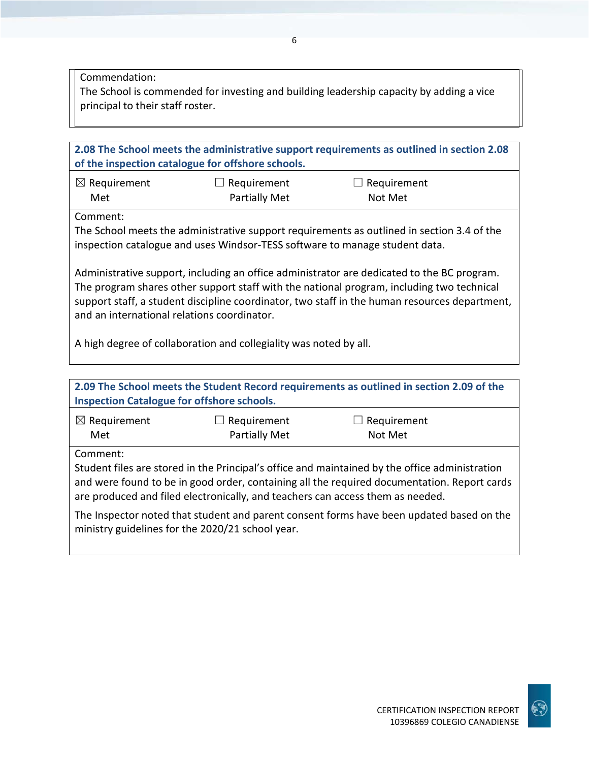Commendation:
The School is commended for investing and building leadership capacity by adding a vice principal to their staff roster.

**2.08 The School meets the administrative support requirements as outlined in section 2.08 of the inspection catalogue for offshore schools.**

| ☒ Requirement Met | ☐ Requirement Partially Met | ☐ Requirement Not Met |
|---|---|---|

Comment:
The School meets the administrative support requirements as outlined in section 3.4 of the inspection catalogue and uses Windsor-TESS software to manage student data.

Administrative support, including an office administrator are dedicated to the BC program. The program shares other support staff with the national program, including two technical support staff, a student discipline coordinator, two staff in the human resources department, and an international relations coordinator.

A high degree of collaboration and collegiality was noted by all.

**2.09 The School meets the Student Record requirements as outlined in section 2.09 of the Inspection Catalogue for offshore schools.**

| ☒ Requirement Met | ☐ Requirement Partially Met | ☐ Requirement Not Met |
|---|---|---|

Comment:
Student files are stored in the Principal's office and maintained by the office administration and were found to be in good order, containing all the required documentation. Report cards are produced and filed electronically, and teachers can access them as needed.

The Inspector noted that student and parent consent forms have been updated based on the ministry guidelines for the 2020/21 school year.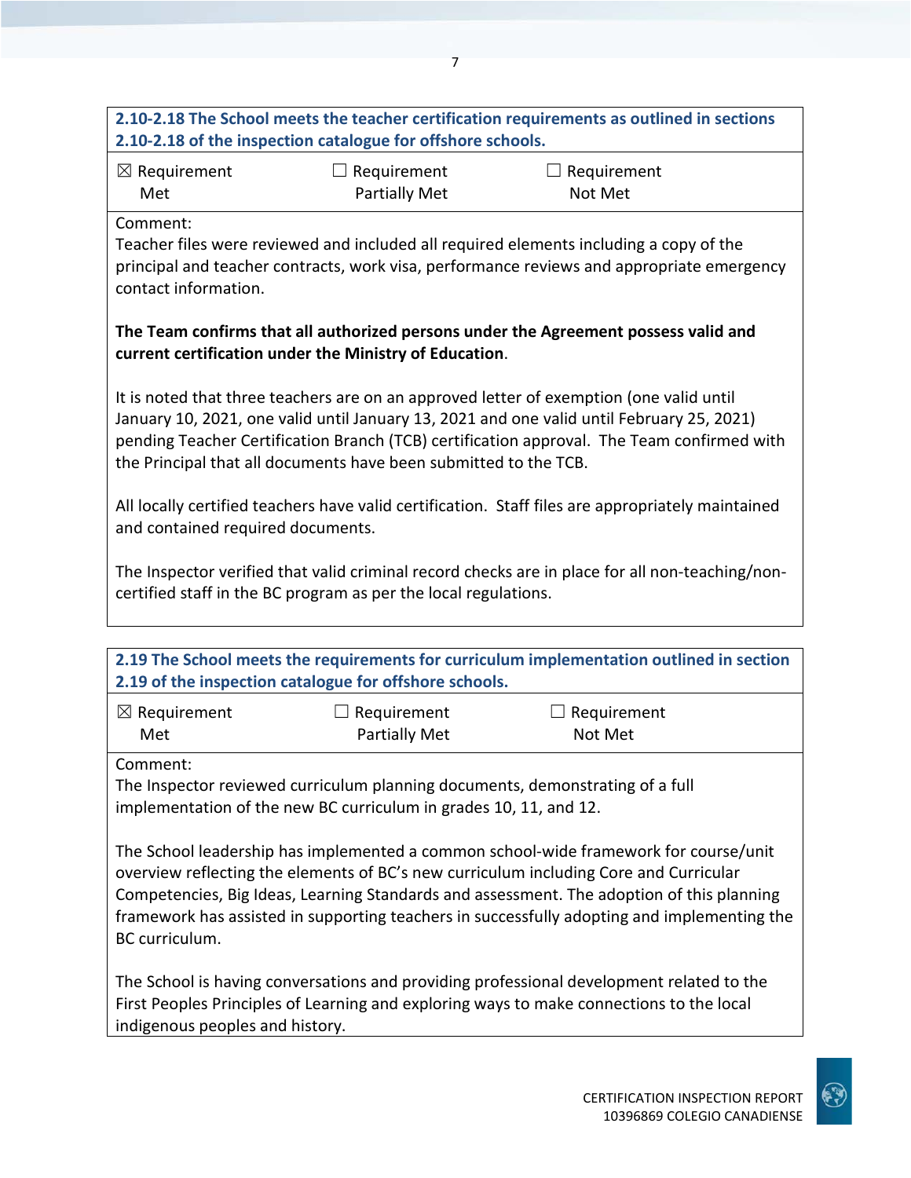**2.10-2.18 The School meets the teacher certification requirements as outlined in sections 2.10-2.18 of the inspection catalogue for offshore schools.**

| ☒ Requirement Met | ☐ Requirement Partially Met | ☐ Requirement Not Met |
|---|---|---|

Comment:

Teacher files were reviewed and included all required elements including a copy of the principal and teacher contracts, work visa, performance reviews and appropriate emergency contact information.

**The Team confirms that all authorized persons under the Agreement possess valid and current certification under the Ministry of Education**.

It is noted that three teachers are on an approved letter of exemption (one valid until January 10, 2021, one valid until January 13, 2021 and one valid until February 25, 2021) pending Teacher Certification Branch (TCB) certification approval. The Team confirmed with the Principal that all documents have been submitted to the TCB.

All locally certified teachers have valid certification. Staff files are appropriately maintained and contained required documents.

The Inspector verified that valid criminal record checks are in place for all non-teaching/non-certified staff in the BC program as per the local regulations.

**2.19 The School meets the requirements for curriculum implementation outlined in section 2.19 of the inspection catalogue for offshore schools.**

| ☒ Requirement Met | ☐ Requirement Partially Met | ☐ Requirement Not Met |
|---|---|---|

Comment:

The Inspector reviewed curriculum planning documents, demonstrating of a full implementation of the new BC curriculum in grades 10, 11, and 12.

The School leadership has implemented a common school-wide framework for course/unit overview reflecting the elements of BC's new curriculum including Core and Curricular Competencies, Big Ideas, Learning Standards and assessment. The adoption of this planning framework has assisted in supporting teachers in successfully adopting and implementing the BC curriculum.

The School is having conversations and providing professional development related to the First Peoples Principles of Learning and exploring ways to make connections to the local indigenous peoples and history.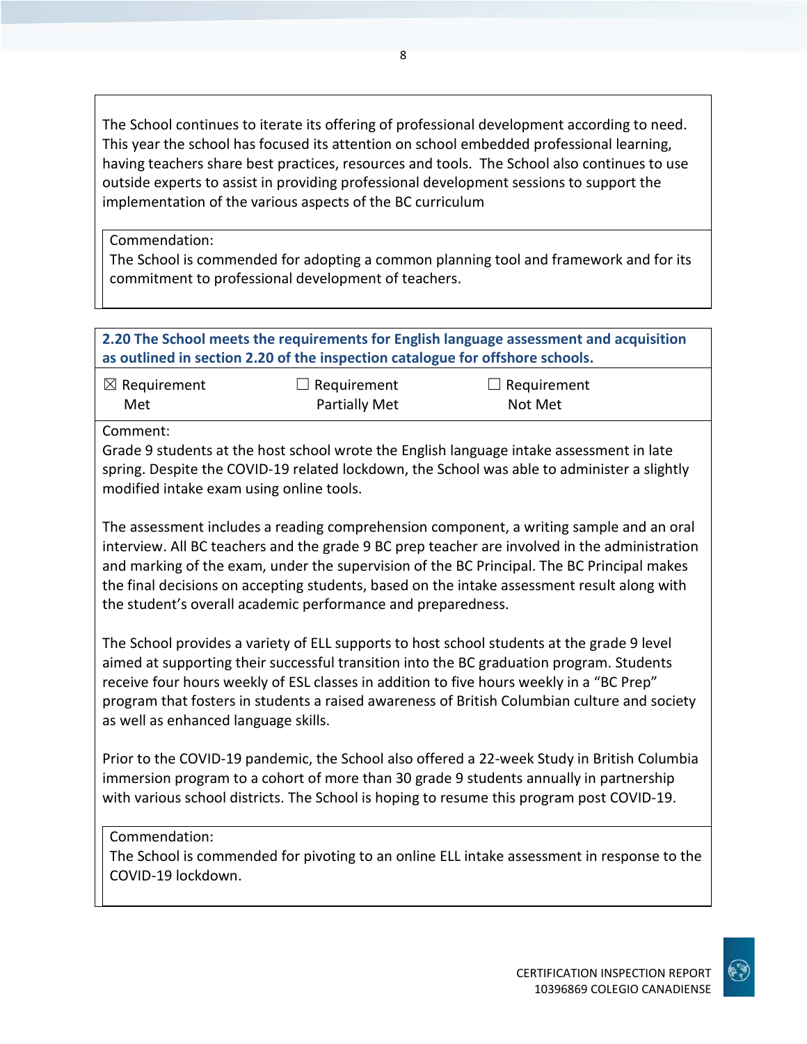The School continues to iterate its offering of professional development according to need. This year the school has focused its attention on school embedded professional learning, having teachers share best practices, resources and tools. The School also continues to use outside experts to assist in providing professional development sessions to support the implementation of the various aspects of the BC curriculum

Commendation:
The School is commended for adopting a common planning tool and framework and for its commitment to professional development of teachers.

**2.20 The School meets the requirements for English language assessment and acquisition as outlined in section 2.20 of the inspection catalogue for offshore schools.**

| ☒ Requirement Met | ☐ Requirement Partially Met | ☐ Requirement Not Met |
|---|---|---|

Comment:
Grade 9 students at the host school wrote the English language intake assessment in late spring. Despite the COVID-19 related lockdown, the School was able to administer a slightly modified intake exam using online tools.

The assessment includes a reading comprehension component, a writing sample and an oral interview. All BC teachers and the grade 9 BC prep teacher are involved in the administration and marking of the exam, under the supervision of the BC Principal. The BC Principal makes the final decisions on accepting students, based on the intake assessment result along with the student's overall academic performance and preparedness.

The School provides a variety of ELL supports to host school students at the grade 9 level aimed at supporting their successful transition into the BC graduation program. Students receive four hours weekly of ESL classes in addition to five hours weekly in a "BC Prep" program that fosters in students a raised awareness of British Columbian culture and society as well as enhanced language skills.

Prior to the COVID-19 pandemic, the School also offered a 22-week Study in British Columbia immersion program to a cohort of more than 30 grade 9 students annually in partnership with various school districts. The School is hoping to resume this program post COVID-19.

Commendation:
The School is commended for pivoting to an online ELL intake assessment in response to the COVID-19 lockdown.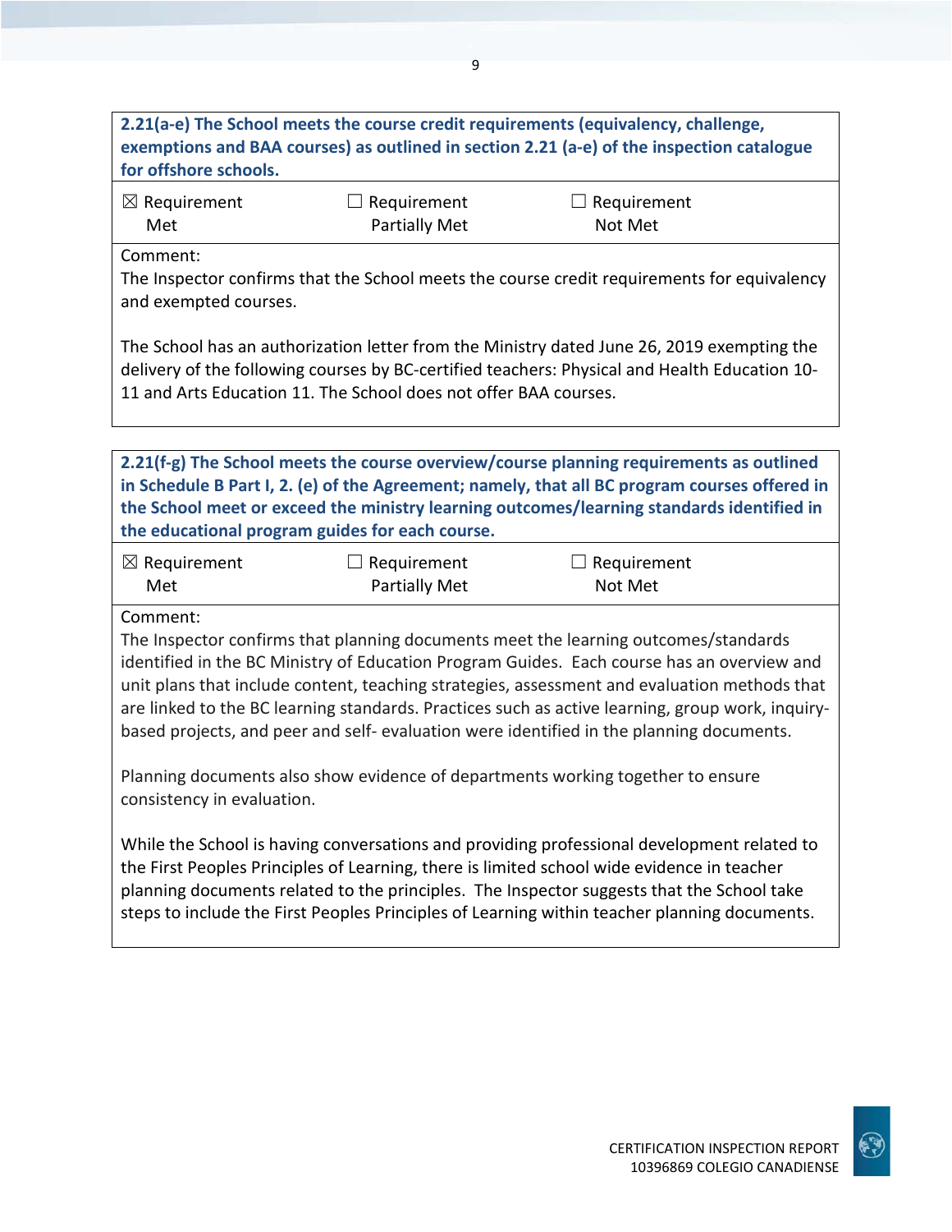**2.21(a-e) The School meets the course credit requirements (equivalency, challenge, exemptions and BAA courses) as outlined in section 2.21 (a-e) of the inspection catalogue for offshore schools.**

| ☒ Requirement Met | ☐ Requirement Partially Met | ☐ Requirement Not Met |
|---|---|---|

Comment:

The Inspector confirms that the School meets the course credit requirements for equivalency and exempted courses.

The School has an authorization letter from the Ministry dated June 26, 2019 exempting the delivery of the following courses by BC-certified teachers: Physical and Health Education 10-11 and Arts Education 11. The School does not offer BAA courses.

**2.21(f-g) The School meets the course overview/course planning requirements as outlined in Schedule B Part I, 2. (e) of the Agreement; namely, that all BC program courses offered in the School meet or exceed the ministry learning outcomes/learning standards identified in the educational program guides for each course.**

| ☒ Requirement Met | ☐ Requirement Partially Met | ☐ Requirement Not Met |
|---|---|---|

Comment:

The Inspector confirms that planning documents meet the learning outcomes/standards identified in the BC Ministry of Education Program Guides. Each course has an overview and unit plans that include content, teaching strategies, assessment and evaluation methods that are linked to the BC learning standards. Practices such as active learning, group work, inquiry-based projects, and peer and self- evaluation were identified in the planning documents.

Planning documents also show evidence of departments working together to ensure consistency in evaluation.

While the School is having conversations and providing professional development related to the First Peoples Principles of Learning, there is limited school wide evidence in teacher planning documents related to the principles. The Inspector suggests that the School take steps to include the First Peoples Principles of Learning within teacher planning documents.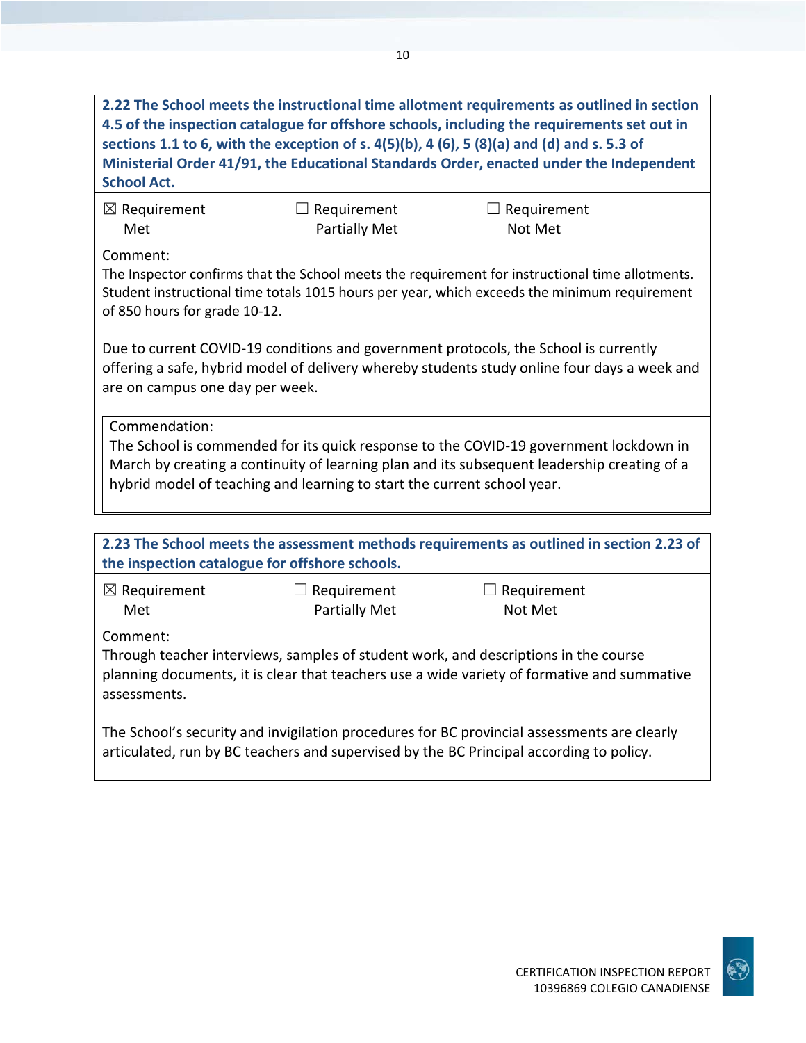**2.22 The School meets the instructional time allotment requirements as outlined in section 4.5 of the inspection catalogue for offshore schools, including the requirements set out in sections 1.1 to 6, with the exception of s. 4(5)(b), 4 (6), 5 (8)(a) and (d) and s. 5.3 of Ministerial Order 41/91, the Educational Standards Order, enacted under the Independent School Act.**

| ☒ Requirement Met | ☐ Requirement Partially Met | ☐ Requirement Not Met |
|---|---|---|

Comment:
The Inspector confirms that the School meets the requirement for instructional time allotments. Student instructional time totals 1015 hours per year, which exceeds the minimum requirement of 850 hours for grade 10-12.

Due to current COVID-19 conditions and government protocols, the School is currently offering a safe, hybrid model of delivery whereby students study online four days a week and are on campus one day per week.

Commendation:
The School is commended for its quick response to the COVID-19 government lockdown in March by creating a continuity of learning plan and its subsequent leadership creating of a hybrid model of teaching and learning to start the current school year.

**2.23 The School meets the assessment methods requirements as outlined in section 2.23 of the inspection catalogue for offshore schools.**

| ☒ Requirement Met | ☐ Requirement Partially Met | ☐ Requirement Not Met |
|---|---|---|

Comment:
Through teacher interviews, samples of student work, and descriptions in the course planning documents, it is clear that teachers use a wide variety of formative and summative assessments.

The School's security and invigilation procedures for BC provincial assessments are clearly articulated, run by BC teachers and supervised by the BC Principal according to policy.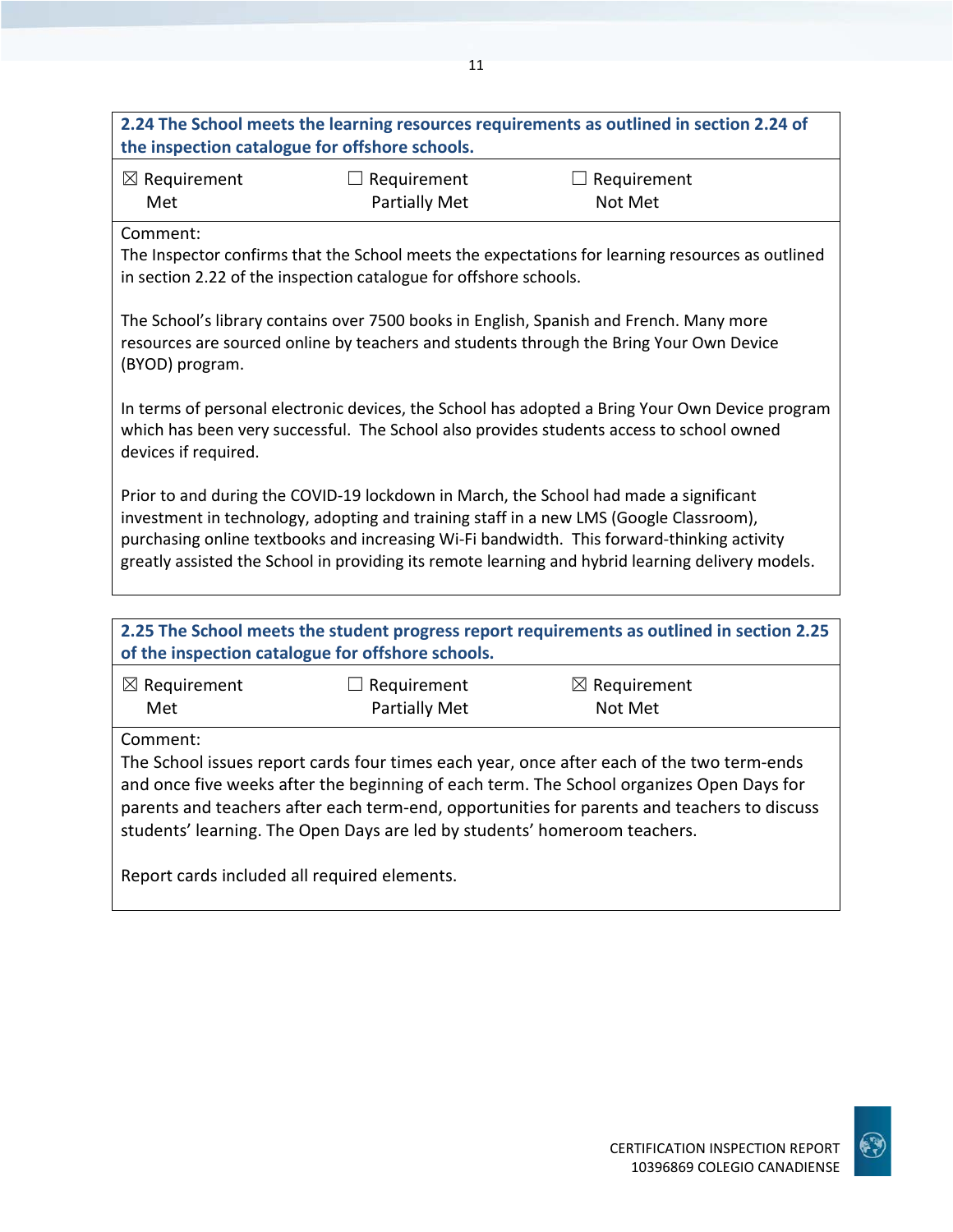| **2.24 The School meets the learning resources requirements as outlined in section 2.24 of the inspection catalogue for offshore schools.** | | |
|---|---|---|
| ☒ Requirement Met | ☐ Requirement Partially Met | ☐ Requirement Not Met |

Comment:
The Inspector confirms that the School meets the expectations for learning resources as outlined in section 2.22 of the inspection catalogue for offshore schools.

The School's library contains over 7500 books in English, Spanish and French. Many more resources are sourced online by teachers and students through the Bring Your Own Device (BYOD) program.

In terms of personal electronic devices, the School has adopted a Bring Your Own Device program which has been very successful. The School also provides students access to school owned devices if required.

Prior to and during the COVID-19 lockdown in March, the School had made a significant investment in technology, adopting and training staff in a new LMS (Google Classroom), purchasing online textbooks and increasing Wi-Fi bandwidth. This forward-thinking activity greatly assisted the School in providing its remote learning and hybrid learning delivery models.

| **2.25 The School meets the student progress report requirements as outlined in section 2.25 of the inspection catalogue for offshore schools.** | | |
|---|---|---|
| ☒ Requirement Met | ☐ Requirement Partially Met | ☒ Requirement Not Met |

Comment:
The School issues report cards four times each year, once after each of the two term-ends and once five weeks after the beginning of each term. The School organizes Open Days for parents and teachers after each term-end, opportunities for parents and teachers to discuss students' learning. The Open Days are led by students' homeroom teachers.

Report cards included all required elements.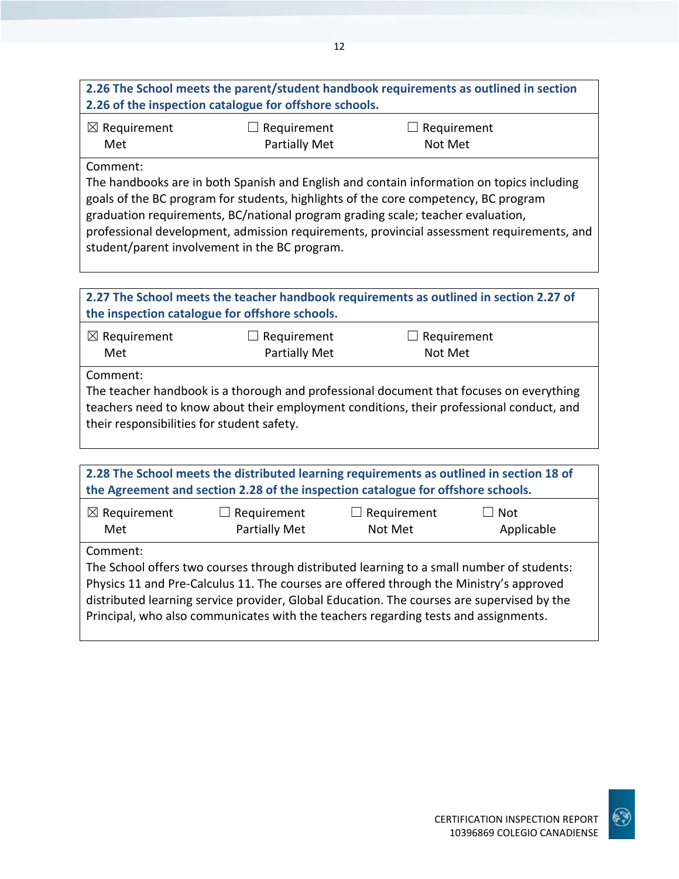| **2.26 The School meets the parent/student handbook requirements as outlined in section 2.26 of the inspection catalogue for offshore schools.** | | |
|---|---|---|
| ☒ Requirement Met | ☐ Requirement Partially Met | ☐ Requirement Not Met |
| Comment:<br>The handbooks are in both Spanish and English and contain information on topics including goals of the BC program for students, highlights of the core competency, BC program graduation requirements, BC/national program grading scale; teacher evaluation, professional development, admission requirements, provincial assessment requirements, and student/parent involvement in the BC program. | | |

| **2.27 The School meets the teacher handbook requirements as outlined in section 2.27 of the inspection catalogue for offshore schools.** | | |
|---|---|---|
| ☒ Requirement Met | ☐ Requirement Partially Met | ☐ Requirement Not Met |
| Comment:<br>The teacher handbook is a thorough and professional document that focuses on everything teachers need to know about their employment conditions, their professional conduct, and their responsibilities for student safety. | | |

| **2.28 The School meets the distributed learning requirements as outlined in section 18 of the Agreement and section 2.28 of the inspection catalogue for offshore schools.** | | | |
|---|---|---|---|
| ☒ Requirement Met | ☐ Requirement Partially Met | ☐ Requirement Not Met | ☐ Not Applicable |
| Comment:<br>The School offers two courses through distributed learning to a small number of students: Physics 11 and Pre-Calculus 11. The courses are offered through the Ministry's approved distributed learning service provider, Global Education. The courses are supervised by the Principal, who also communicates with the teachers regarding tests and assignments. | | | |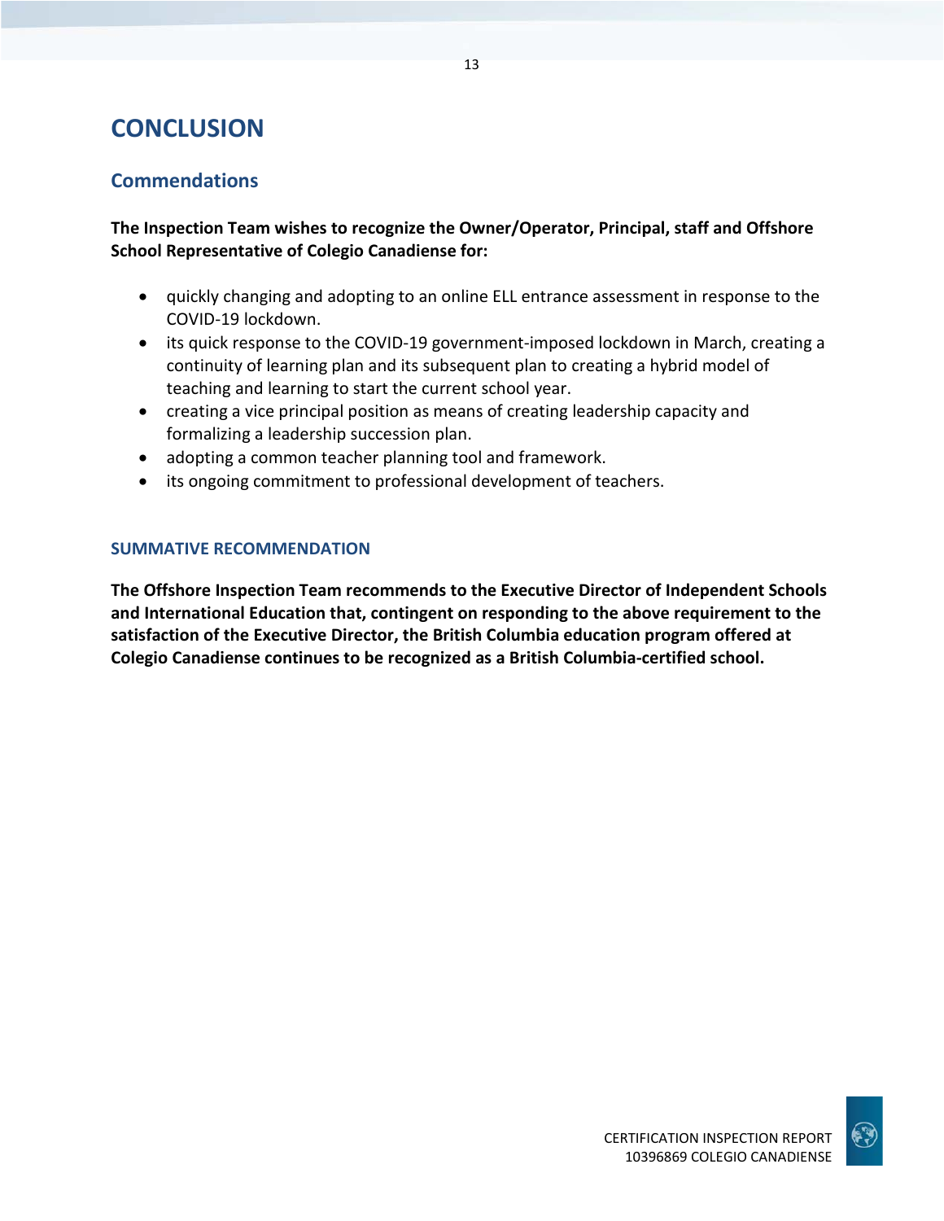# CONCLUSION

## Commendations

**The Inspection Team wishes to recognize the Owner/Operator, Principal, staff and Offshore School Representative of Colegio Canadiense for:**

- quickly changing and adopting to an online ELL entrance assessment in response to the COVID-19 lockdown.
- its quick response to the COVID-19 government-imposed lockdown in March, creating a continuity of learning plan and its subsequent plan to creating a hybrid model of teaching and learning to start the current school year.
- creating a vice principal position as means of creating leadership capacity and formalizing a leadership succession plan.
- adopting a common teacher planning tool and framework.
- its ongoing commitment to professional development of teachers.

### SUMMATIVE RECOMMENDATION

**The Offshore Inspection Team recommends to the Executive Director of Independent Schools and International Education that, contingent on responding to the above requirement to the satisfaction of the Executive Director, the British Columbia education program offered at Colegio Canadiense continues to be recognized as a British Columbia-certified school.**